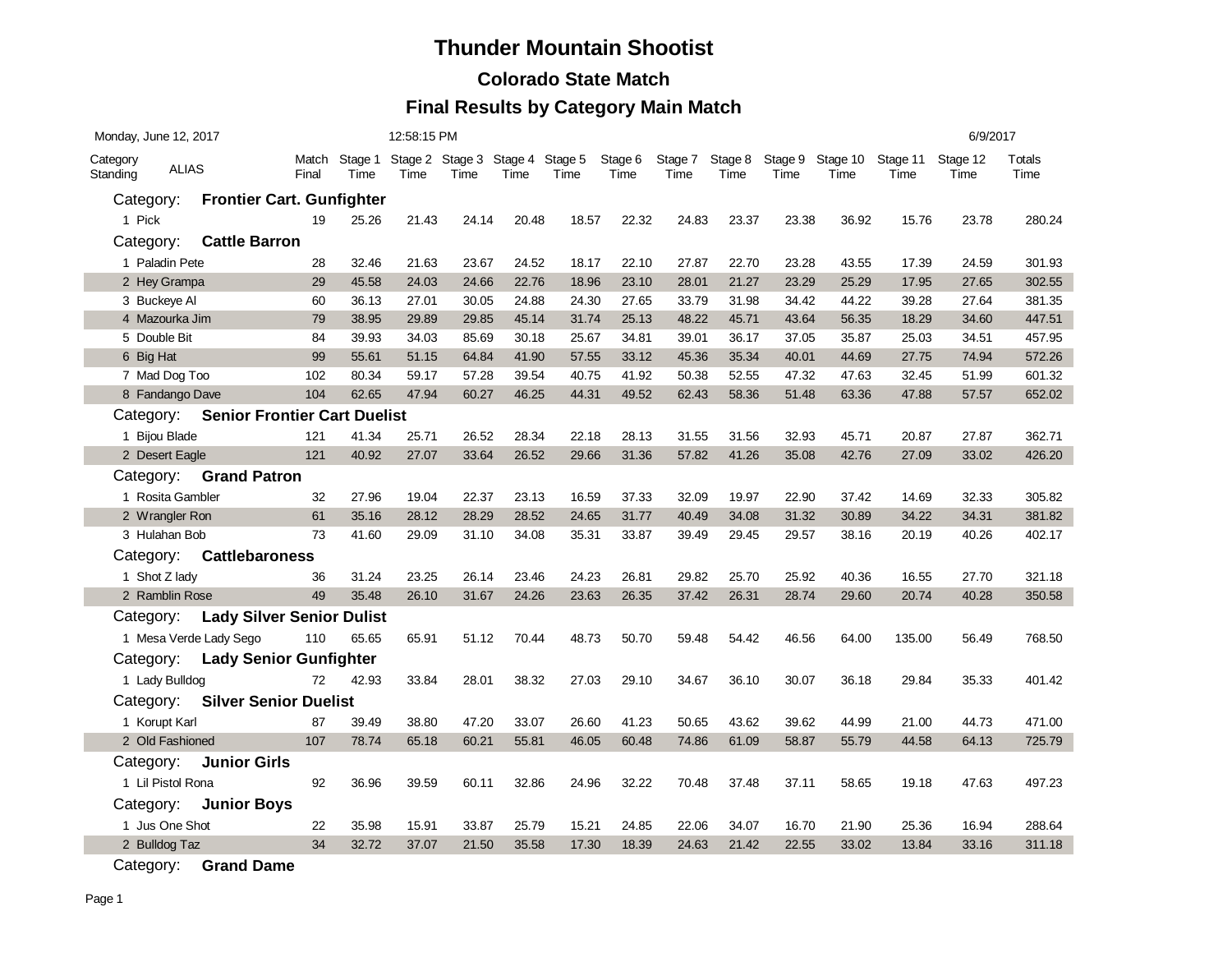# Thunder Mountain Shootist

## Colorado State Match

## Final Results by Category Main Match

Monday, June 12, 2017 12:58:15 PM 6/9/2017

| Category Standing | ALIAS | Match Final | Stage 1 Time | Stage 2 Time | Stage 3 Time | Stage 4 Time | Stage 5 Time | Stage 6 Time | Stage 7 Time | Stage 8 Time | Stage 9 Time | Stage 10 Time | Stage 11 Time | Stage 12 Time | Totals Time |
|---|---|---|---|---|---|---|---|---|---|---|---|---|---|---|---|
| Category: | **Frontier Cart. Gunfighter** | | | | | | | | | | | | | | |
| 1 | Pick | 19 | 25.26 | 21.43 | 24.14 | 20.48 | 18.57 | 22.32 | 24.83 | 23.37 | 23.38 | 36.92 | 15.76 | 23.78 | 280.24 |
| Category: | **Cattle Barron** | | | | | | | | | | | | | | |
| 1 | Paladin Pete | 28 | 32.46 | 21.63 | 23.67 | 24.52 | 18.17 | 22.10 | 27.87 | 22.70 | 23.28 | 43.55 | 17.39 | 24.59 | 301.93 |
| 2 | Hey Grampa | 29 | 45.58 | 24.03 | 24.66 | 22.76 | 18.96 | 23.10 | 28.01 | 21.27 | 23.29 | 25.29 | 17.95 | 27.65 | 302.55 |
| 3 | Buckeye Al | 60 | 36.13 | 27.01 | 30.05 | 24.88 | 24.30 | 27.65 | 33.79 | 31.98 | 34.42 | 44.22 | 39.28 | 27.64 | 381.35 |
| 4 | Mazourka Jim | 79 | 38.95 | 29.89 | 29.85 | 45.14 | 31.74 | 25.13 | 48.22 | 45.71 | 43.64 | 56.35 | 18.29 | 34.60 | 447.51 |
| 5 | Double Bit | 84 | 39.93 | 34.03 | 85.69 | 30.18 | 25.67 | 34.81 | 39.01 | 36.17 | 37.05 | 35.87 | 25.03 | 34.51 | 457.95 |
| 6 | Big Hat | 99 | 55.61 | 51.15 | 64.84 | 41.90 | 57.55 | 33.12 | 45.36 | 35.34 | 40.01 | 44.69 | 27.75 | 74.94 | 572.26 |
| 7 | Mad Dog Too | 102 | 80.34 | 59.17 | 57.28 | 39.54 | 40.75 | 41.92 | 50.38 | 52.55 | 47.32 | 47.63 | 32.45 | 51.99 | 601.32 |
| 8 | Fandango Dave | 104 | 62.65 | 47.94 | 60.27 | 46.25 | 44.31 | 49.52 | 62.43 | 58.36 | 51.48 | 63.36 | 47.88 | 57.57 | 652.02 |
| Category: | **Senior Frontier Cart Duelist** | | | | | | | | | | | | | | |
| 1 | Bijou Blade | 121 | 41.34 | 25.71 | 26.52 | 28.34 | 22.18 | 28.13 | 31.55 | 31.56 | 32.93 | 45.71 | 20.87 | 27.87 | 362.71 |
| 2 | Desert Eagle | 121 | 40.92 | 27.07 | 33.64 | 26.52 | 29.66 | 31.36 | 57.82 | 41.26 | 35.08 | 42.76 | 27.09 | 33.02 | 426.20 |
| Category: | **Grand Patron** | | | | | | | | | | | | | | |
| 1 | Rosita Gambler | 32 | 27.96 | 19.04 | 22.37 | 23.13 | 16.59 | 37.33 | 32.09 | 19.97 | 22.90 | 37.42 | 14.69 | 32.33 | 305.82 |
| 2 | Wrangler Ron | 61 | 35.16 | 28.12 | 28.29 | 28.52 | 24.65 | 31.77 | 40.49 | 34.08 | 31.32 | 30.89 | 34.22 | 34.31 | 381.82 |
| 3 | Hulahan Bob | 73 | 41.60 | 29.09 | 31.10 | 34.08 | 35.31 | 33.87 | 39.49 | 29.45 | 29.57 | 38.16 | 20.19 | 40.26 | 402.17 |
| Category: | **Cattlebaroness** | | | | | | | | | | | | | | |
| 1 | Shot Z lady | 36 | 31.24 | 23.25 | 26.14 | 23.46 | 24.23 | 26.81 | 29.82 | 25.70 | 25.92 | 40.36 | 16.55 | 27.70 | 321.18 |
| 2 | Ramblin Rose | 49 | 35.48 | 26.10 | 31.67 | 24.26 | 23.63 | 26.35 | 37.42 | 26.31 | 28.74 | 29.60 | 20.74 | 40.28 | 350.58 |
| Category: | **Lady Silver Senior Dulist** | | | | | | | | | | | | | | |
| 1 | Mesa Verde Lady Sego | 110 | 65.65 | 65.91 | 51.12 | 70.44 | 48.73 | 50.70 | 59.48 | 54.42 | 46.56 | 64.00 | 135.00 | 56.49 | 768.50 |
| Category: | **Lady Senior Gunfighter** | | | | | | | | | | | | | | |
| 1 | Lady Bulldog | 72 | 42.93 | 33.84 | 28.01 | 38.32 | 27.03 | 29.10 | 34.67 | 36.10 | 30.07 | 36.18 | 29.84 | 35.33 | 401.42 |
| Category: | **Silver Senior Duelist** | | | | | | | | | | | | | | |
| 1 | Korupt Karl | 87 | 39.49 | 38.80 | 47.20 | 33.07 | 26.60 | 41.23 | 50.65 | 43.62 | 39.62 | 44.99 | 21.00 | 44.73 | 471.00 |
| 2 | Old Fashioned | 107 | 78.74 | 65.18 | 60.21 | 55.81 | 46.05 | 60.48 | 74.86 | 61.09 | 58.87 | 55.79 | 44.58 | 64.13 | 725.79 |
| Category: | **Junior Girls** | | | | | | | | | | | | | | |
| 1 | Lil Pistol Rona | 92 | 36.96 | 39.59 | 60.11 | 32.86 | 24.96 | 32.22 | 70.48 | 37.48 | 37.11 | 58.65 | 19.18 | 47.63 | 497.23 |
| Category: | **Junior Boys** | | | | | | | | | | | | | | |
| 1 | Jus One Shot | 22 | 35.98 | 15.91 | 33.87 | 25.79 | 15.21 | 24.85 | 22.06 | 34.07 | 16.70 | 21.90 | 25.36 | 16.94 | 288.64 |
| 2 | Bulldog Taz | 34 | 32.72 | 37.07 | 21.50 | 35.58 | 17.30 | 18.39 | 24.63 | 21.42 | 22.55 | 33.02 | 13.84 | 33.16 | 311.18 |
| Category: | **Grand Dame** | | | | | | | | | | | | | | |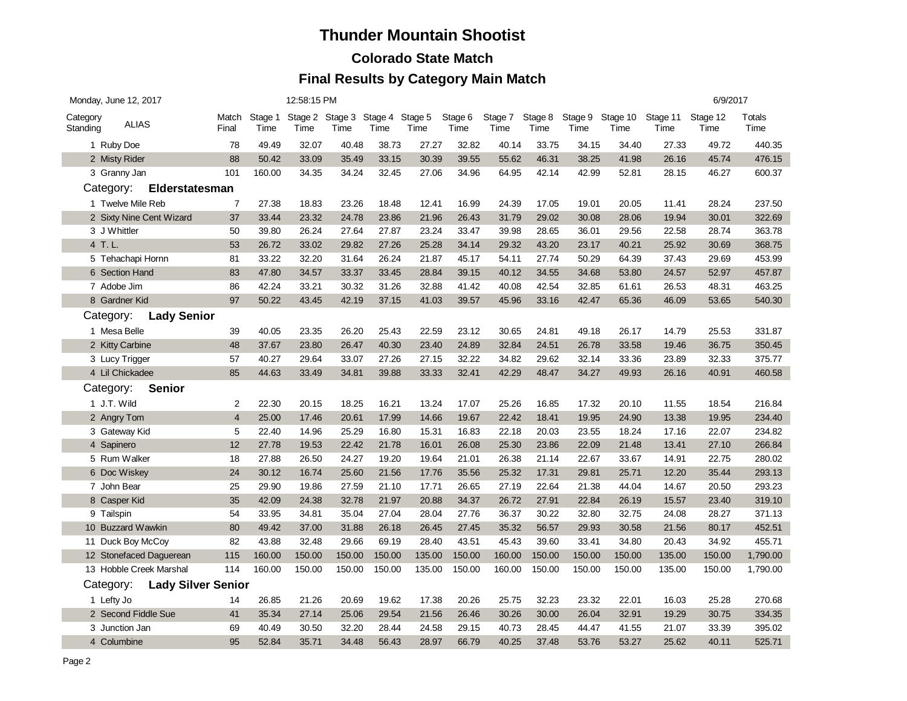# Thunder Mountain Shootist

## Colorado State Match

## Final Results by Category Main Match

Monday, June 12, 2017 12:58:15 PM 6/9/2017

| Category Standing | ALIAS | Match Final | Stage 1 Time | Stage 2 Time | Stage 3 Time | Stage 4 Time | Stage 5 Time | Stage 6 Time | Stage 7 Time | Stage 8 Time | Stage 9 Time | Stage 10 Time | Stage 11 Time | Stage 12 Time | Totals Time |
|---|---|---|---|---|---|---|---|---|---|---|---|---|---|---|---|
| 1 | Ruby Doe | 78 | 49.49 | 32.07 | 40.48 | 38.73 | 27.27 | 32.82 | 40.14 | 33.75 | 34.15 | 34.40 | 27.33 | 49.72 | 440.35 |
| 2 | Misty Rider | 88 | 50.42 | 33.09 | 35.49 | 33.15 | 30.39 | 39.55 | 55.62 | 46.31 | 38.25 | 41.98 | 26.16 | 45.74 | 476.15 |
| 3 | Granny Jan | 101 | 160.00 | 34.35 | 34.24 | 32.45 | 27.06 | 34.96 | 64.95 | 42.14 | 42.99 | 52.81 | 28.15 | 46.27 | 600.37 |
| Category: | **Elderstatesman** | | | | | | | | | | | | | | |
| 1 | Twelve Mile Reb | 7 | 27.38 | 18.83 | 23.26 | 18.48 | 12.41 | 16.99 | 24.39 | 17.05 | 19.01 | 20.05 | 11.41 | 28.24 | 237.50 |
| 2 | Sixty Nine Cent Wizard | 37 | 33.44 | 23.32 | 24.78 | 23.86 | 21.96 | 26.43 | 31.79 | 29.02 | 30.08 | 28.06 | 19.94 | 30.01 | 322.69 |
| 3 | J Whittler | 50 | 39.80 | 26.24 | 27.64 | 27.87 | 23.24 | 33.47 | 39.98 | 28.65 | 36.01 | 29.56 | 22.58 | 28.74 | 363.78 |
| 4 | T. L. | 53 | 26.72 | 33.02 | 29.82 | 27.26 | 25.28 | 34.14 | 29.32 | 43.20 | 23.17 | 40.21 | 25.92 | 30.69 | 368.75 |
| 5 | Tehachapi Hornn | 81 | 33.22 | 32.20 | 31.64 | 26.24 | 21.87 | 45.17 | 54.11 | 27.74 | 50.29 | 64.39 | 37.43 | 29.69 | 453.99 |
| 6 | Section Hand | 83 | 47.80 | 34.57 | 33.37 | 33.45 | 28.84 | 39.15 | 40.12 | 34.55 | 34.68 | 53.80 | 24.57 | 52.97 | 457.87 |
| 7 | Adobe Jim | 86 | 42.24 | 33.21 | 30.32 | 31.26 | 32.88 | 41.42 | 40.08 | 42.54 | 32.85 | 61.61 | 26.53 | 48.31 | 463.25 |
| 8 | Gardner Kid | 97 | 50.22 | 43.45 | 42.19 | 37.15 | 41.03 | 39.57 | 45.96 | 33.16 | 42.47 | 65.36 | 46.09 | 53.65 | 540.30 |
| Category: | **Lady Senior** | | | | | | | | | | | | | | |
| 1 | Mesa Belle | 39 | 40.05 | 23.35 | 26.20 | 25.43 | 22.59 | 23.12 | 30.65 | 24.81 | 49.18 | 26.17 | 14.79 | 25.53 | 331.87 |
| 2 | Kitty Carbine | 48 | 37.67 | 23.80 | 26.47 | 40.30 | 23.40 | 24.89 | 32.84 | 24.51 | 26.78 | 33.58 | 19.46 | 36.75 | 350.45 |
| 3 | Lucy Trigger | 57 | 40.27 | 29.64 | 33.07 | 27.26 | 27.15 | 32.22 | 34.82 | 29.62 | 32.14 | 33.36 | 23.89 | 32.33 | 375.77 |
| 4 | Lil Chickadee | 85 | 44.63 | 33.49 | 34.81 | 39.88 | 33.33 | 32.41 | 42.29 | 48.47 | 34.27 | 49.93 | 26.16 | 40.91 | 460.58 |
| Category: | **Senior** | | | | | | | | | | | | | | |
| 1 | J.T. Wild | 2 | 22.30 | 20.15 | 18.25 | 16.21 | 13.24 | 17.07 | 25.26 | 16.85 | 17.32 | 20.10 | 11.55 | 18.54 | 216.84 |
| 2 | Angry Tom | 4 | 25.00 | 17.46 | 20.61 | 17.99 | 14.66 | 19.67 | 22.42 | 18.41 | 19.95 | 24.90 | 13.38 | 19.95 | 234.40 |
| 3 | Gateway Kid | 5 | 22.40 | 14.96 | 25.29 | 16.80 | 15.31 | 16.83 | 22.18 | 20.03 | 23.55 | 18.24 | 17.16 | 22.07 | 234.82 |
| 4 | Sapinero | 12 | 27.78 | 19.53 | 22.42 | 21.78 | 16.01 | 26.08 | 25.30 | 23.86 | 22.09 | 21.48 | 13.41 | 27.10 | 266.84 |
| 5 | Rum Walker | 18 | 27.88 | 26.50 | 24.27 | 19.20 | 19.64 | 21.01 | 26.38 | 21.14 | 22.67 | 33.67 | 14.91 | 22.75 | 280.02 |
| 6 | Doc Wiskey | 24 | 30.12 | 16.74 | 25.60 | 21.56 | 17.76 | 35.56 | 25.32 | 17.31 | 29.81 | 25.71 | 12.20 | 35.44 | 293.13 |
| 7 | John Bear | 25 | 29.90 | 19.86 | 27.59 | 21.10 | 17.71 | 26.65 | 27.19 | 22.64 | 21.38 | 44.04 | 14.67 | 20.50 | 293.23 |
| 8 | Casper Kid | 35 | 42.09 | 24.38 | 32.78 | 21.97 | 20.88 | 34.37 | 26.72 | 27.91 | 22.84 | 26.19 | 15.57 | 23.40 | 319.10 |
| 9 | Tailspin | 54 | 33.95 | 34.81 | 35.04 | 27.04 | 28.04 | 27.76 | 36.37 | 30.22 | 32.80 | 32.75 | 24.08 | 28.27 | 371.13 |
| 10 | Buzzard Wawkin | 80 | 49.42 | 37.00 | 31.88 | 26.18 | 26.45 | 27.45 | 35.32 | 56.57 | 29.93 | 30.58 | 21.56 | 80.17 | 452.51 |
| 11 | Duck Boy McCoy | 82 | 43.88 | 32.48 | 29.66 | 69.19 | 28.40 | 43.51 | 45.43 | 39.60 | 33.41 | 34.80 | 20.43 | 34.92 | 455.71 |
| 12 | Stonefaced Daguerean | 115 | 160.00 | 150.00 | 150.00 | 150.00 | 135.00 | 150.00 | 160.00 | 150.00 | 150.00 | 150.00 | 135.00 | 150.00 | 1,790.00 |
| 13 | Hobble Creek Marshal | 114 | 160.00 | 150.00 | 150.00 | 150.00 | 135.00 | 150.00 | 160.00 | 150.00 | 150.00 | 150.00 | 135.00 | 150.00 | 1,790.00 |
| Category: | **Lady Silver Senior** | | | | | | | | | | | | | | |
| 1 | Lefty Jo | 14 | 26.85 | 21.26 | 20.69 | 19.62 | 17.38 | 20.26 | 25.75 | 32.23 | 23.32 | 22.01 | 16.03 | 25.28 | 270.68 |
| 2 | Second Fiddle Sue | 41 | 35.34 | 27.14 | 25.06 | 29.54 | 21.56 | 26.46 | 30.26 | 30.00 | 26.04 | 32.91 | 19.29 | 30.75 | 334.35 |
| 3 | Junction Jan | 69 | 40.49 | 30.50 | 32.20 | 28.44 | 24.58 | 29.15 | 40.73 | 28.45 | 44.47 | 41.55 | 21.07 | 33.39 | 395.02 |
| 4 | Columbine | 95 | 52.84 | 35.71 | 34.48 | 56.43 | 28.97 | 66.79 | 40.25 | 37.48 | 53.76 | 53.27 | 25.62 | 40.11 | 525.71 |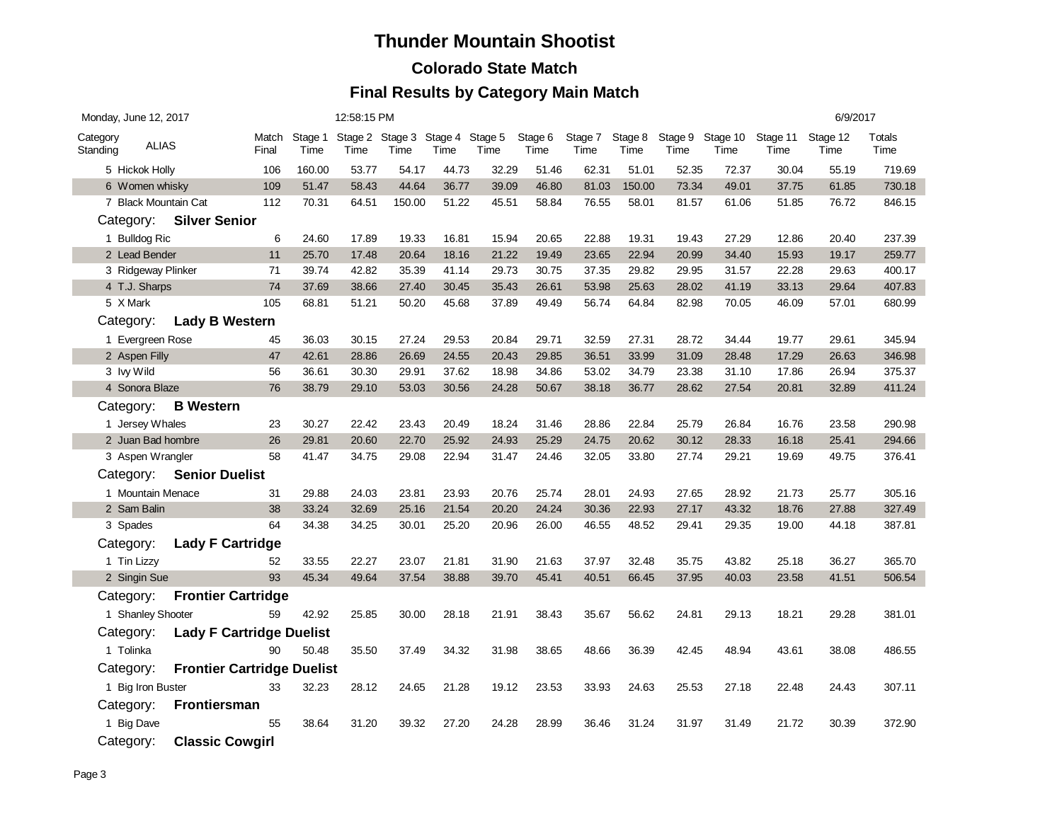# Thunder Mountain Shootist

## Colorado State Match

## Final Results by Category Main Match

Monday, June 12, 2017 12:58:15 PM 6/9/2017

| Category Standing | ALIAS | Match Final | Stage 1 Time | Stage 2 Time | Stage 3 Time | Stage 4 Time | Stage 5 Time | Stage 6 Time | Stage 7 Time | Stage 8 Time | Stage 9 Time | Stage 10 Time | Stage 11 Time | Stage 12 Time | Totals Time |
|---|---|---|---|---|---|---|---|---|---|---|---|---|---|---|---|
| 5 | Hickok Holly | 106 | 160.00 | 53.77 | 54.17 | 44.73 | 32.29 | 51.46 | 62.31 | 51.01 | 52.35 | 72.37 | 30.04 | 55.19 | 719.69 |
| 6 | Women whisky | 109 | 51.47 | 58.43 | 44.64 | 36.77 | 39.09 | 46.80 | 81.03 | 150.00 | 73.34 | 49.01 | 37.75 | 61.85 | 730.18 |
| 7 | Black Mountain Cat | 112 | 70.31 | 64.51 | 150.00 | 51.22 | 45.51 | 58.84 | 76.55 | 58.01 | 81.57 | 61.06 | 51.85 | 76.72 | 846.15 |
| Category: | **Silver Senior** | | | | | | | | | | | | | | |
| 1 | Bulldog Ric | 6 | 24.60 | 17.89 | 19.33 | 16.81 | 15.94 | 20.65 | 22.88 | 19.31 | 19.43 | 27.29 | 12.86 | 20.40 | 237.39 |
| 2 | Lead Bender | 11 | 25.70 | 17.48 | 20.64 | 18.16 | 21.22 | 19.49 | 23.65 | 22.94 | 20.99 | 34.40 | 15.93 | 19.17 | 259.77 |
| 3 | Ridgeway Plinker | 71 | 39.74 | 42.82 | 35.39 | 41.14 | 29.73 | 30.75 | 37.35 | 29.82 | 29.95 | 31.57 | 22.28 | 29.63 | 400.17 |
| 4 | T.J. Sharps | 74 | 37.69 | 38.66 | 27.40 | 30.45 | 35.43 | 26.61 | 53.98 | 25.63 | 28.02 | 41.19 | 33.13 | 29.64 | 407.83 |
| 5 | X Mark | 105 | 68.81 | 51.21 | 50.20 | 45.68 | 37.89 | 49.49 | 56.74 | 64.84 | 82.98 | 70.05 | 46.09 | 57.01 | 680.99 |
| Category: | **Lady B Western** | | | | | | | | | | | | | | |
| 1 | Evergreen Rose | 45 | 36.03 | 30.15 | 27.24 | 29.53 | 20.84 | 29.71 | 32.59 | 27.31 | 28.72 | 34.44 | 19.77 | 29.61 | 345.94 |
| 2 | Aspen Filly | 47 | 42.61 | 28.86 | 26.69 | 24.55 | 20.43 | 29.85 | 36.51 | 33.99 | 31.09 | 28.48 | 17.29 | 26.63 | 346.98 |
| 3 | Ivy Wild | 56 | 36.61 | 30.30 | 29.91 | 37.62 | 18.98 | 34.86 | 53.02 | 34.79 | 23.38 | 31.10 | 17.86 | 26.94 | 375.37 |
| 4 | Sonora Blaze | 76 | 38.79 | 29.10 | 53.03 | 30.56 | 24.28 | 50.67 | 38.18 | 36.77 | 28.62 | 27.54 | 20.81 | 32.89 | 411.24 |
| Category: | **B Western** | | | | | | | | | | | | | | |
| 1 | Jersey Whales | 23 | 30.27 | 22.42 | 23.43 | 20.49 | 18.24 | 31.46 | 28.86 | 22.84 | 25.79 | 26.84 | 16.76 | 23.58 | 290.98 |
| 2 | Juan Bad hombre | 26 | 29.81 | 20.60 | 22.70 | 25.92 | 24.93 | 25.29 | 24.75 | 20.62 | 30.12 | 28.33 | 16.18 | 25.41 | 294.66 |
| 3 | Aspen Wrangler | 58 | 41.47 | 34.75 | 29.08 | 22.94 | 31.47 | 24.46 | 32.05 | 33.80 | 27.74 | 29.21 | 19.69 | 49.75 | 376.41 |
| Category: | **Senior Duelist** | | | | | | | | | | | | | | |
| 1 | Mountain Menace | 31 | 29.88 | 24.03 | 23.81 | 23.93 | 20.76 | 25.74 | 28.01 | 24.93 | 27.65 | 28.92 | 21.73 | 25.77 | 305.16 |
| 2 | Sam Balin | 38 | 33.24 | 32.69 | 25.16 | 21.54 | 20.20 | 24.24 | 30.36 | 22.93 | 27.17 | 43.32 | 18.76 | 27.88 | 327.49 |
| 3 | Spades | 64 | 34.38 | 34.25 | 30.01 | 25.20 | 20.96 | 26.00 | 46.55 | 48.52 | 29.41 | 29.35 | 19.00 | 44.18 | 387.81 |
| Category: | **Lady F Cartridge** | | | | | | | | | | | | | | |
| 1 | Tin Lizzy | 52 | 33.55 | 22.27 | 23.07 | 21.81 | 31.90 | 21.63 | 37.97 | 32.48 | 35.75 | 43.82 | 25.18 | 36.27 | 365.70 |
| 2 | Singin Sue | 93 | 45.34 | 49.64 | 37.54 | 38.88 | 39.70 | 45.41 | 40.51 | 66.45 | 37.95 | 40.03 | 23.58 | 41.51 | 506.54 |
| Category: | **Frontier Cartridge** | | | | | | | | | | | | | | |
| 1 | Shanley Shooter | 59 | 42.92 | 25.85 | 30.00 | 28.18 | 21.91 | 38.43 | 35.67 | 56.62 | 24.81 | 29.13 | 18.21 | 29.28 | 381.01 |
| Category: | **Lady F Cartridge Duelist** | | | | | | | | | | | | | | |
| 1 | Tolinka | 90 | 50.48 | 35.50 | 37.49 | 34.32 | 31.98 | 38.65 | 48.66 | 36.39 | 42.45 | 48.94 | 43.61 | 38.08 | 486.55 |
| Category: | **Frontier Cartridge Duelist** | | | | | | | | | | | | | | |
| 1 | Big Iron Buster | 33 | 32.23 | 28.12 | 24.65 | 21.28 | 19.12 | 23.53 | 33.93 | 24.63 | 25.53 | 27.18 | 22.48 | 24.43 | 307.11 |
| Category: | **Frontiersman** | | | | | | | | | | | | | | |
| 1 | Big Dave | 55 | 38.64 | 31.20 | 39.32 | 27.20 | 24.28 | 28.99 | 36.46 | 31.24 | 31.97 | 31.49 | 21.72 | 30.39 | 372.90 |
| Category: | **Classic Cowgirl** | | | | | | | | | | | | | | |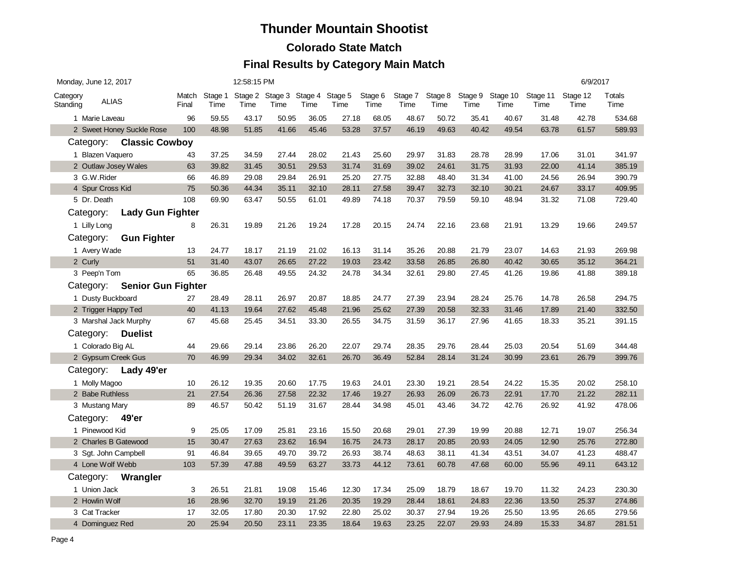# Thunder Mountain Shootist

## Colorado State Match

## Final Results by Category Main Match

Monday, June 12, 2017 12:58:15 PM 6/9/2017

| Category Standing | ALIAS | Match Final | Stage 1 Time | Stage 2 Time | Stage 3 Time | Stage 4 Time | Stage 5 Time | Stage 6 Time | Stage 7 Time | Stage 8 Time | Stage 9 Time | Stage 10 Time | Stage 11 Time | Stage 12 Time | Totals Time |
|---|---|---|---|---|---|---|---|---|---|---|---|---|---|---|---|
| 1 | Marie Laveau | 96 | 59.55 | 43.17 | 50.95 | 36.05 | 27.18 | 68.05 | 48.67 | 50.72 | 35.41 | 40.67 | 31.48 | 42.78 | 534.68 |
| 2 | Sweet Honey Suckle Rose | 100 | 48.98 | 51.85 | 41.66 | 45.46 | 53.28 | 37.57 | 46.19 | 49.63 | 40.42 | 49.54 | 63.78 | 61.57 | 589.93 |
| Category: | **Classic Cowboy** | | | | | | | | | | | | | | |
| 1 | Blazen Vaquero | 43 | 37.25 | 34.59 | 27.44 | 28.02 | 21.43 | 25.60 | 29.97 | 31.83 | 28.78 | 28.99 | 17.06 | 31.01 | 341.97 |
| 2 | Outlaw Josey Wales | 63 | 39.82 | 31.45 | 30.51 | 29.53 | 31.74 | 31.69 | 39.02 | 24.61 | 31.75 | 31.93 | 22.00 | 41.14 | 385.19 |
| 3 | G.W.Rider | 66 | 46.89 | 29.08 | 29.84 | 26.91 | 25.20 | 27.75 | 32.88 | 48.40 | 31.34 | 41.00 | 24.56 | 26.94 | 390.79 |
| 4 | Spur Cross Kid | 75 | 50.36 | 44.34 | 35.11 | 32.10 | 28.11 | 27.58 | 39.47 | 32.73 | 32.10 | 30.21 | 24.67 | 33.17 | 409.95 |
| 5 | Dr. Death | 108 | 69.90 | 63.47 | 50.55 | 61.01 | 49.89 | 74.18 | 70.37 | 79.59 | 59.10 | 48.94 | 31.32 | 71.08 | 729.40 |
| Category: | **Lady Gun Fighter** | | | | | | | | | | | | | | |
| 1 | Lilly Long | 8 | 26.31 | 19.89 | 21.26 | 19.24 | 17.28 | 20.15 | 24.74 | 22.16 | 23.68 | 21.91 | 13.29 | 19.66 | 249.57 |
| Category: | **Gun Fighter** | | | | | | | | | | | | | | |
| 1 | Avery Wade | 13 | 24.77 | 18.17 | 21.19 | 21.02 | 16.13 | 31.14 | 35.26 | 20.88 | 21.79 | 23.07 | 14.63 | 21.93 | 269.98 |
| 2 | Curly | 51 | 31.40 | 43.07 | 26.65 | 27.22 | 19.03 | 23.42 | 33.58 | 26.85 | 26.80 | 40.42 | 30.65 | 35.12 | 364.21 |
| 3 | Peep'n Tom | 65 | 36.85 | 26.48 | 49.55 | 24.32 | 24.78 | 34.34 | 32.61 | 29.80 | 27.45 | 41.26 | 19.86 | 41.88 | 389.18 |
| Category: | **Senior Gun Fighter** | | | | | | | | | | | | | | |
| 1 | Dusty Buckboard | 27 | 28.49 | 28.11 | 26.97 | 20.87 | 18.85 | 24.77 | 27.39 | 23.94 | 28.24 | 25.76 | 14.78 | 26.58 | 294.75 |
| 2 | Trigger Happy Ted | 40 | 41.13 | 19.64 | 27.62 | 45.48 | 21.96 | 25.62 | 27.39 | 20.58 | 32.33 | 31.46 | 17.89 | 21.40 | 332.50 |
| 3 | Marshal Jack Murphy | 67 | 45.68 | 25.45 | 34.51 | 33.30 | 26.55 | 34.75 | 31.59 | 36.17 | 27.96 | 41.65 | 18.33 | 35.21 | 391.15 |
| Category: | **Duelist** | | | | | | | | | | | | | | |
| 1 | Colorado Big AL | 44 | 29.66 | 29.14 | 23.86 | 26.20 | 22.07 | 29.74 | 28.35 | 29.76 | 28.44 | 25.03 | 20.54 | 51.69 | 344.48 |
| 2 | Gypsum Creek Gus | 70 | 46.99 | 29.34 | 34.02 | 32.61 | 26.70 | 36.49 | 52.84 | 28.14 | 31.24 | 30.99 | 23.61 | 26.79 | 399.76 |
| Category: | **Lady 49'er** | | | | | | | | | | | | | | |
| 1 | Molly Magoo | 10 | 26.12 | 19.35 | 20.60 | 17.75 | 19.63 | 24.01 | 23.30 | 19.21 | 28.54 | 24.22 | 15.35 | 20.02 | 258.10 |
| 2 | Babe Ruthless | 21 | 27.54 | 26.36 | 27.58 | 22.32 | 17.46 | 19.27 | 26.93 | 26.09 | 26.73 | 22.91 | 17.70 | 21.22 | 282.11 |
| 3 | Mustang Mary | 89 | 46.57 | 50.42 | 51.19 | 31.67 | 28.44 | 34.98 | 45.01 | 43.46 | 34.72 | 42.76 | 26.92 | 41.92 | 478.06 |
| Category: | **49'er** | | | | | | | | | | | | | | |
| 1 | Pinewood Kid | 9 | 25.05 | 17.09 | 25.81 | 23.16 | 15.50 | 20.68 | 29.01 | 27.39 | 19.99 | 20.88 | 12.71 | 19.07 | 256.34 |
| 2 | Charles B Gatewood | 15 | 30.47 | 27.63 | 23.62 | 16.94 | 16.75 | 24.73 | 28.17 | 20.85 | 20.93 | 24.05 | 12.90 | 25.76 | 272.80 |
| 3 | Sgt. John Campbell | 91 | 46.84 | 39.65 | 49.70 | 39.72 | 26.93 | 38.74 | 48.63 | 38.11 | 41.34 | 43.51 | 34.07 | 41.23 | 488.47 |
| 4 | Lone Wolf Webb | 103 | 57.39 | 47.88 | 49.59 | 63.27 | 33.73 | 44.12 | 73.61 | 60.78 | 47.68 | 60.00 | 55.96 | 49.11 | 643.12 |
| Category: | **Wrangler** | | | | | | | | | | | | | | |
| 1 | Union Jack | 3 | 26.51 | 21.81 | 19.08 | 15.46 | 12.30 | 17.34 | 25.09 | 18.79 | 18.67 | 19.70 | 11.32 | 24.23 | 230.30 |
| 2 | Howlin Wolf | 16 | 28.96 | 32.70 | 19.19 | 21.26 | 20.35 | 19.29 | 28.44 | 18.61 | 24.83 | 22.36 | 13.50 | 25.37 | 274.86 |
| 3 | Cat Tracker | 17 | 32.05 | 17.80 | 20.30 | 17.92 | 22.80 | 25.02 | 30.37 | 27.94 | 19.26 | 25.50 | 13.95 | 26.65 | 279.56 |
| 4 | Dominguez Red | 20 | 25.94 | 20.50 | 23.11 | 23.35 | 18.64 | 19.63 | 23.25 | 22.07 | 29.93 | 24.89 | 15.33 | 34.87 | 281.51 |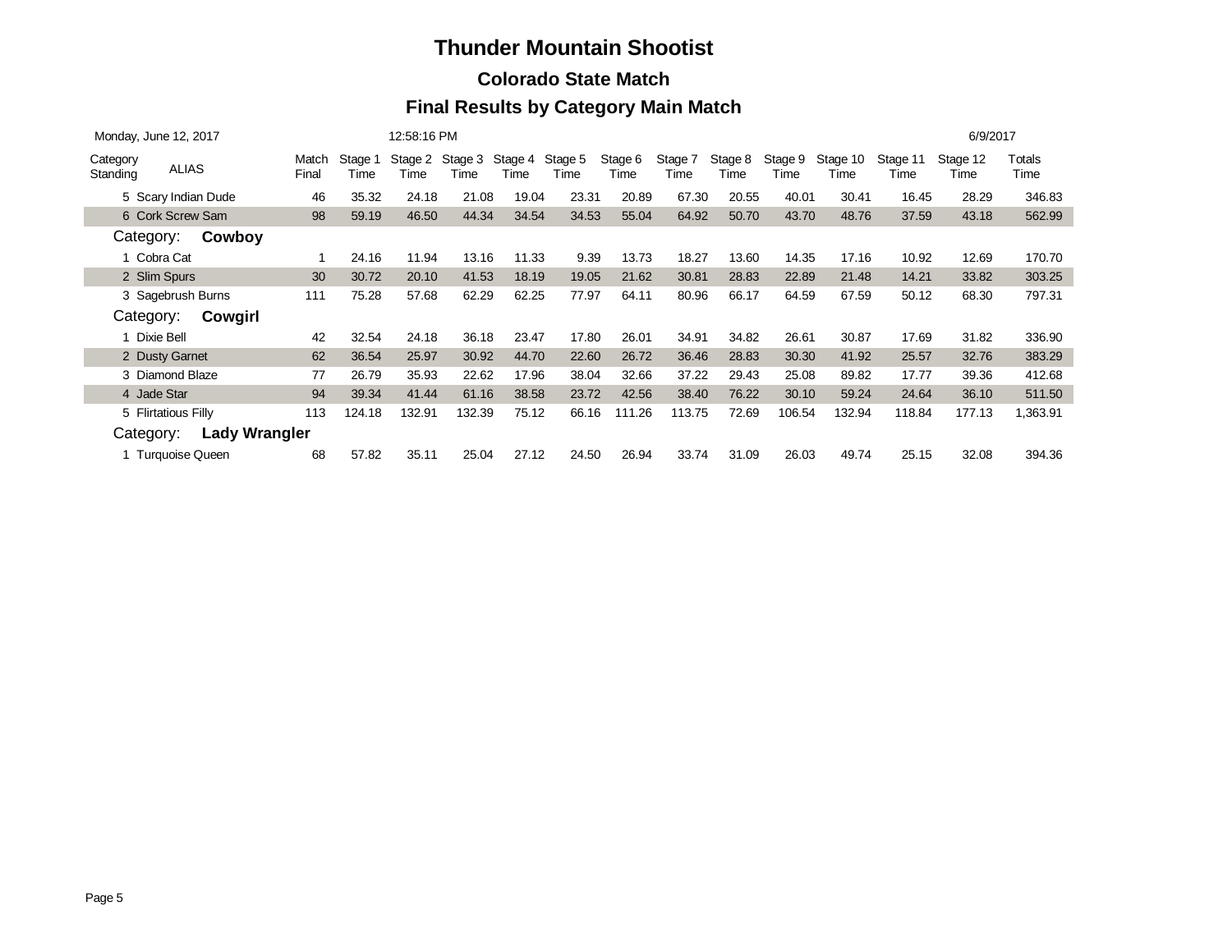# Thunder Mountain Shootist

## Colorado State Match

## Final Results by Category Main Match

Monday, June 12, 2017 12:58:16 PM 6/9/2017

| Category Standing | ALIAS | Match Final | Stage 1 Time | Stage 2 Time | Stage 3 Time | Stage 4 Time | Stage 5 Time | Stage 6 Time | Stage 7 Time | Stage 8 Time | Stage 9 Time | Stage 10 Time | Stage 11 Time | Stage 12 Time | Totals Time |
|---|---|---|---|---|---|---|---|---|---|---|---|---|---|---|---|
| 5 | Scary Indian Dude | 46 | 35.32 | 24.18 | 21.08 | 19.04 | 23.31 | 20.89 | 67.30 | 20.55 | 40.01 | 30.41 | 16.45 | 28.29 | 346.83 |
| 6 | Cork Screw Sam | 98 | 59.19 | 46.50 | 44.34 | 34.54 | 34.53 | 55.04 | 64.92 | 50.70 | 43.70 | 48.76 | 37.59 | 43.18 | 562.99 |
| Category: | **Cowboy** | | | | | | | | | | | | | | |
| 1 | Cobra Cat | 1 | 24.16 | 11.94 | 13.16 | 11.33 | 9.39 | 13.73 | 18.27 | 13.60 | 14.35 | 17.16 | 10.92 | 12.69 | 170.70 |
| 2 | Slim Spurs | 30 | 30.72 | 20.10 | 41.53 | 18.19 | 19.05 | 21.62 | 30.81 | 28.83 | 22.89 | 21.48 | 14.21 | 33.82 | 303.25 |
| 3 | Sagebrush Burns | 111 | 75.28 | 57.68 | 62.29 | 62.25 | 77.97 | 64.11 | 80.96 | 66.17 | 64.59 | 67.59 | 50.12 | 68.30 | 797.31 |
| Category: | **Cowgirl** | | | | | | | | | | | | | | |
| 1 | Dixie Bell | 42 | 32.54 | 24.18 | 36.18 | 23.47 | 17.80 | 26.01 | 34.91 | 34.82 | 26.61 | 30.87 | 17.69 | 31.82 | 336.90 |
| 2 | Dusty Garnet | 62 | 36.54 | 25.97 | 30.92 | 44.70 | 22.60 | 26.72 | 36.46 | 28.83 | 30.30 | 41.92 | 25.57 | 32.76 | 383.29 |
| 3 | Diamond Blaze | 77 | 26.79 | 35.93 | 22.62 | 17.96 | 38.04 | 32.66 | 37.22 | 29.43 | 25.08 | 89.82 | 17.77 | 39.36 | 412.68 |
| 4 | Jade Star | 94 | 39.34 | 41.44 | 61.16 | 38.58 | 23.72 | 42.56 | 38.40 | 76.22 | 30.10 | 59.24 | 24.64 | 36.10 | 511.50 |
| 5 | Flirtatious Filly | 113 | 124.18 | 132.91 | 132.39 | 75.12 | 66.16 | 111.26 | 113.75 | 72.69 | 106.54 | 132.94 | 118.84 | 177.13 | 1,363.91 |
| Category: | **Lady Wrangler** | | | | | | | | | | | | | | |
| 1 | Turquoise Queen | 68 | 57.82 | 35.11 | 25.04 | 27.12 | 24.50 | 26.94 | 33.74 | 31.09 | 26.03 | 49.74 | 25.15 | 32.08 | 394.36 |